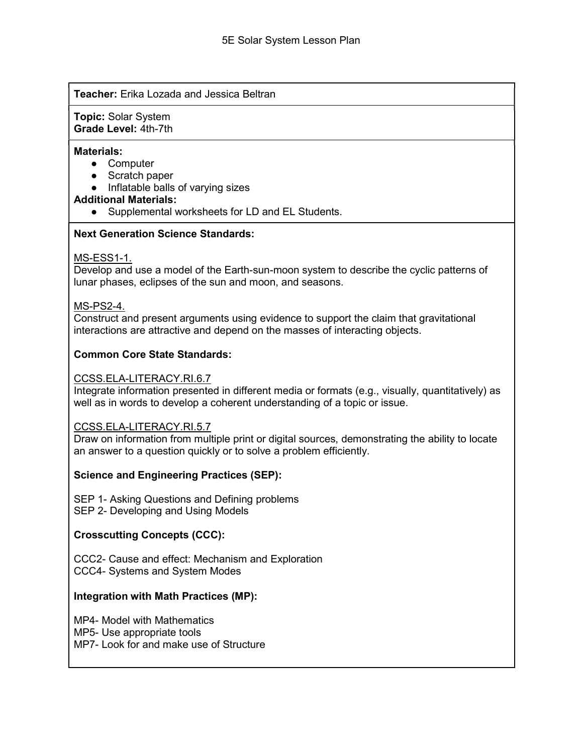# 5E Solar System Lesson Plan

**Teacher:** Erika Lozada and Jessica Beltran

**Topic:** Solar System
**Grade Level:** 4th-7th

**Materials:**

- Computer
- Scratch paper
- Inflatable balls of varying sizes

**Additional Materials:**

- Supplemental worksheets for LD and EL Students.

**Next Generation Science Standards:**

MS-ESS1-1.
Develop and use a model of the Earth-sun-moon system to describe the cyclic patterns of lunar phases, eclipses of the sun and moon, and seasons.

MS-PS2-4.
Construct and present arguments using evidence to support the claim that gravitational interactions are attractive and depend on the masses of interacting objects.

**Common Core State Standards:**

CCSS.ELA-LITERACY.RI.6.7
Integrate information presented in different media or formats (e.g., visually, quantitatively) as well as in words to develop a coherent understanding of a topic or issue.

CCSS.ELA-LITERACY.RI.5.7
Draw on information from multiple print or digital sources, demonstrating the ability to locate an answer to a question quickly or to solve a problem efficiently.

**Science and Engineering Practices (SEP):**

SEP 1- Asking Questions and Defining problems
SEP 2- Developing and Using Models

**Crosscutting Concepts (CCC):**

CCC2- Cause and effect: Mechanism and Exploration
CCC4- Systems and System Modes

**Integration with Math Practices (MP):**

MP4- Model with Mathematics
MP5- Use appropriate tools
MP7- Look for and make use of Structure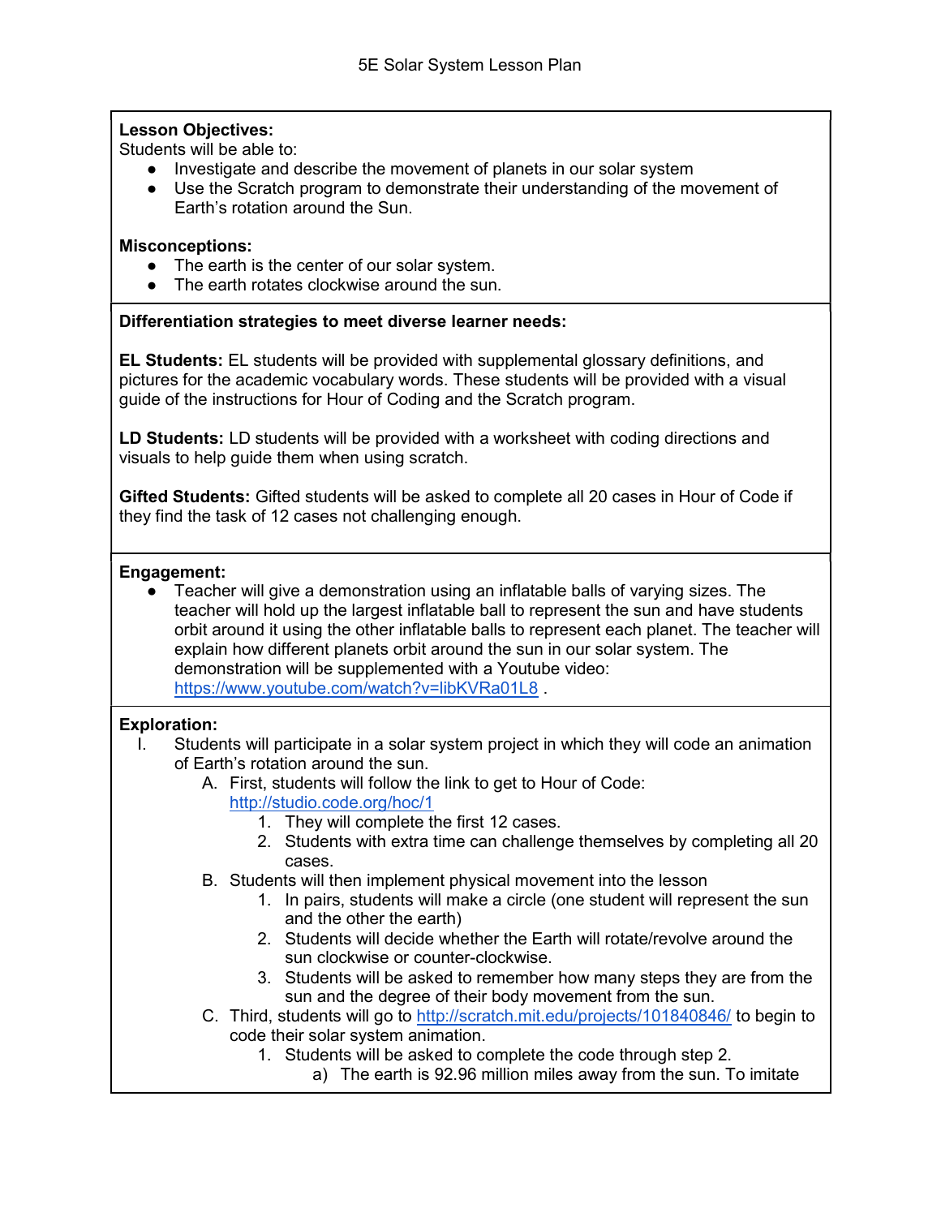# 5E Solar System Lesson Plan

**Lesson Objectives:**
Students will be able to:

- Investigate and describe the movement of planets in our solar system
- Use the Scratch program to demonstrate their understanding of the movement of Earth's rotation around the Sun.

**Misconceptions:**

- The earth is the center of our solar system.
- The earth rotates clockwise around the sun.

**Differentiation strategies to meet diverse learner needs:**

**EL Students:** EL students will be provided with supplemental glossary definitions, and pictures for the academic vocabulary words. These students will be provided with a visual guide of the instructions for Hour of Coding and the Scratch program.

**LD Students:** LD students will be provided with a worksheet with coding directions and visuals to help guide them when using scratch.

**Gifted Students:** Gifted students will be asked to complete all 20 cases in Hour of Code if they find the task of 12 cases not challenging enough.

**Engagement:**

- Teacher will give a demonstration using an inflatable balls of varying sizes. The teacher will hold up the largest inflatable ball to represent the sun and have students orbit around it using the other inflatable balls to represent each planet. The teacher will explain how different planets orbit around the sun in our solar system. The demonstration will be supplemented with a Youtube video: [https://www.youtube.com/watch?v=libKVRa01L8](https://www.youtube.com/watch?v=libKVRa01L8) .

**Exploration:**

I. Students will participate in a solar system project in which they will code an animation of Earth's rotation around the sun.
   A. First, students will follow the link to get to Hour of Code: [http://studio.code.org/hoc/1](http://studio.code.org/hoc/1)
      1. They will complete the first 12 cases.
      2. Students with extra time can challenge themselves by completing all 20 cases.
   B. Students will then implement physical movement into the lesson
      1. In pairs, students will make a circle (one student will represent the sun and the other the earth)
      2. Students will decide whether the Earth will rotate/revolve around the sun clockwise or counter-clockwise.
      3. Students will be asked to remember how many steps they are from the sun and the degree of their body movement from the sun.
   C. Third, students will go to [http://scratch.mit.edu/projects/101840846/](http://scratch.mit.edu/projects/101840846/) to begin to code their solar system animation.
      1. Students will be asked to complete the code through step 2.
         a) The earth is 92.96 million miles away from the sun. To imitate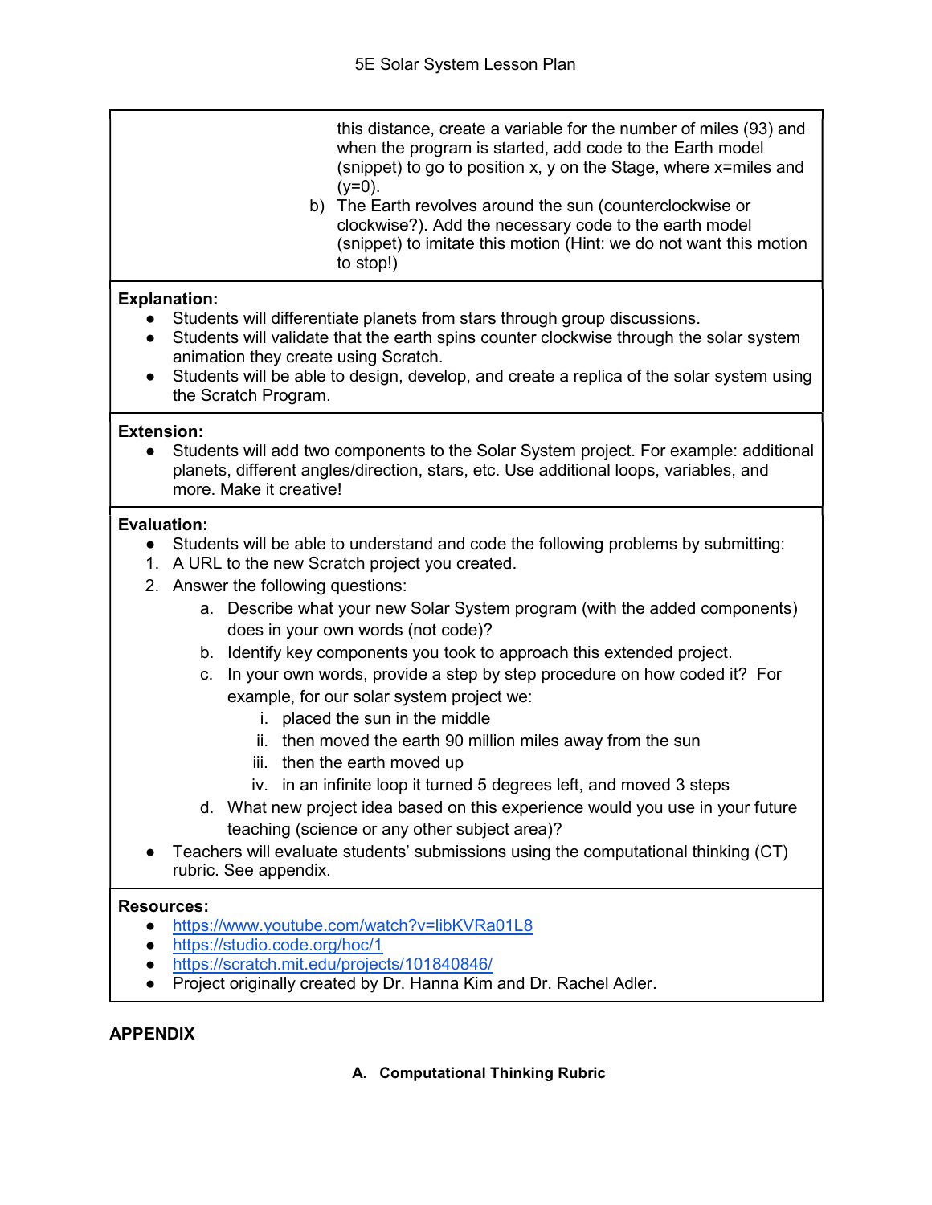this distance, create a variable for the number of miles (93) and when the program is started, add code to the Earth model (snippet) to go to position x, y on the Stage, where x=miles and (y=0).

b) The Earth revolves around the sun (counterclockwise or clockwise?). Add the necessary code to the earth model (snippet) to imitate this motion (Hint: we do not want this motion to stop!)

**Explanation:**

- Students will differentiate planets from stars through group discussions.
- Students will validate that the earth spins counter clockwise through the solar system animation they create using Scratch.
- Students will be able to design, develop, and create a replica of the solar system using the Scratch Program.

**Extension:**

- Students will add two components to the Solar System project. For example: additional planets, different angles/direction, stars, etc. Use additional loops, variables, and more. Make it creative!

**Evaluation:**

- Students will be able to understand and code the following problems by submitting:

1. A URL to the new Scratch project you created.
2. Answer the following questions:
   a. Describe what your new Solar System program (with the added components) does in your own words (not code)?
   b. Identify key components you took to approach this extended project.
   c. In your own words, provide a step by step procedure on how coded it? For example, for our solar system project we:
      i. placed the sun in the middle
      ii. then moved the earth 90 million miles away from the sun
      iii. then the earth moved up
      iv. in an infinite loop it turned 5 degrees left, and moved 3 steps
   d. What new project idea based on this experience would you use in your future teaching (science or any other subject area)?

- Teachers will evaluate students' submissions using the computational thinking (CT) rubric. See appendix.

**Resources:**

- https://www.youtube.com/watch?v=libKVRa01L8
- https://studio.code.org/hoc/1
- https://scratch.mit.edu/projects/101840846/
- Project originally created by Dr. Hanna Kim and Dr. Rachel Adler.

## APPENDIX

### A. Computational Thinking Rubric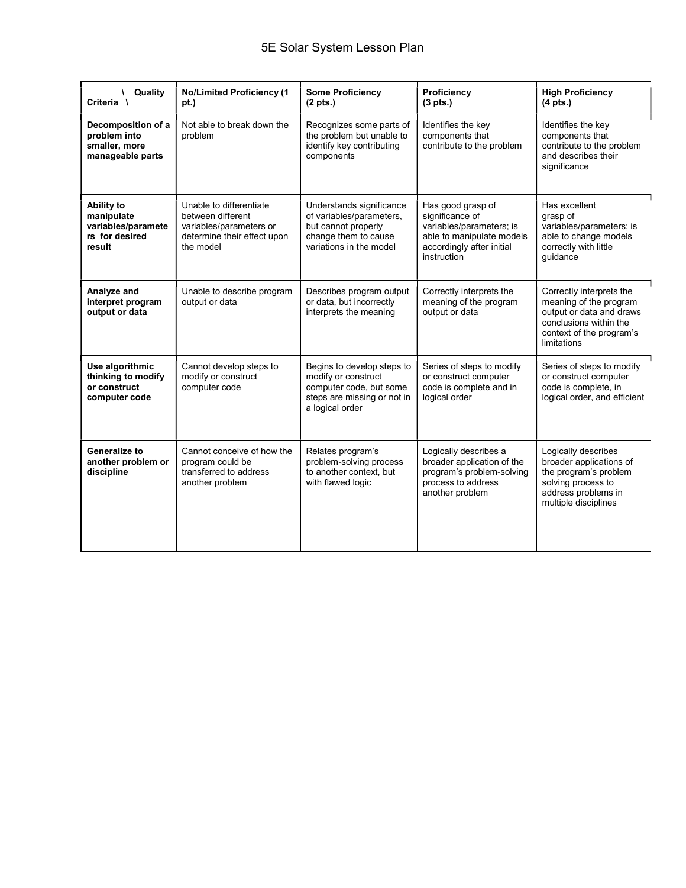| \ Quality Criteria \ | No/Limited Proficiency (1 pt.) | Some Proficiency (2 pts.) | Proficiency (3 pts.) | High Proficiency (4 pts.) |
|---|---|---|---|---|
| **Decomposition of a problem into smaller, more manageable parts** | Not able to break down the problem | Recognizes some parts of the problem but unable to identify key contributing components | Identifies the key components that contribute to the problem | Identifies the key components that contribute to the problem and describes their significance |
| **Ability to manipulate variables/parameters for desired result** | Unable to differentiate between different variables/parameters or determine their effect upon the model | Understands significance of variables/parameters, but cannot properly change them to cause variations in the model | Has good grasp of significance of variables/parameters; is able to manipulate models accordingly after initial instruction | Has excellent grasp of variables/parameters; is able to change models correctly with little guidance |
| **Analyze and interpret program output or data** | Unable to describe program output or data | Describes program output or data, but incorrectly interprets the meaning | Correctly interprets the meaning of the program output or data | Correctly interprets the meaning of the program output or data and draws conclusions within the context of the program's limitations |
| **Use algorithmic thinking to modify or construct computer code** | Cannot develop steps to modify or construct computer code | Begins to develop steps to modify or construct computer code, but some steps are missing or not in a logical order | Series of steps to modify or construct computer code is complete and in logical order | Series of steps to modify or construct computer code is complete, in logical order, and efficient |
| **Generalize to another problem or discipline** | Cannot conceive of how the program could be transferred to address another problem | Relates program's problem-solving process to another context, but with flawed logic | Logically describes a broader application of the program's problem-solving process to address another problem | Logically describes broader applications of the program's problem solving process to address problems in multiple disciplines |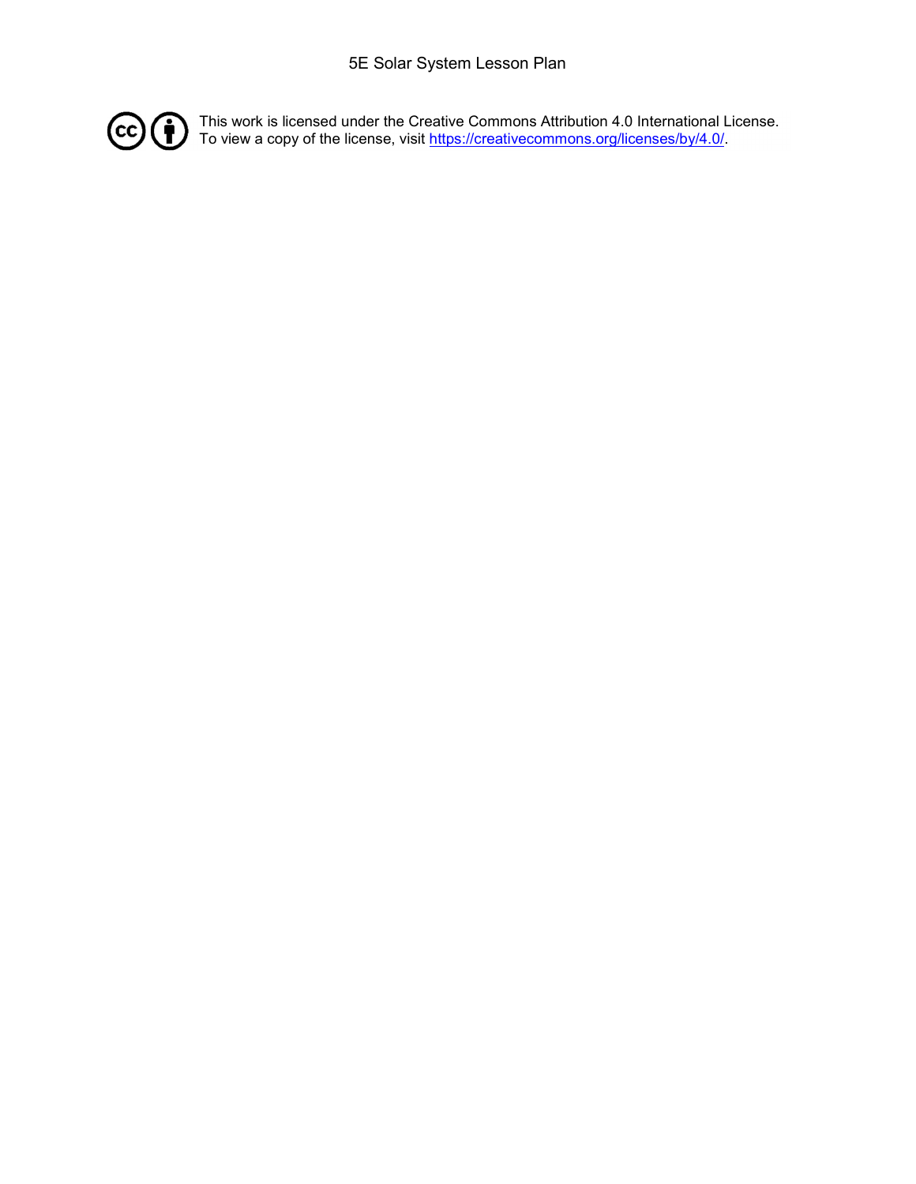This work is licensed under the Creative Commons Attribution 4.0 International License. To view a copy of the license, visit https://creativecommons.org/licenses/by/4.0/.